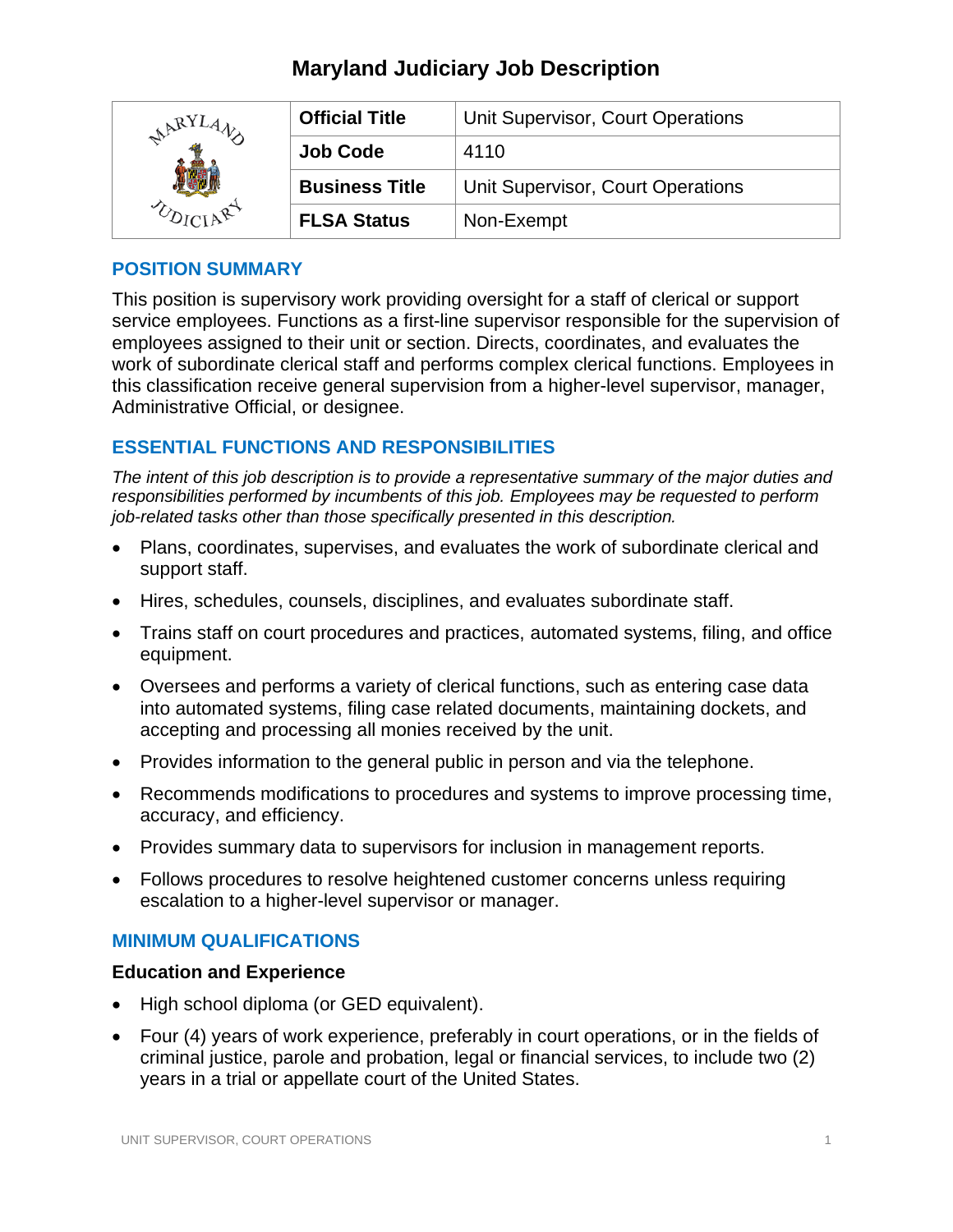# Maryland Judiciary Job Description

| | | |
|---|---|---|
| | **Official Title** | Unit Supervisor, Court Operations |
| | **Job Code** | 4110 |
| | **Business Title** | Unit Supervisor, Court Operations |
| | **FLSA Status** | Non-Exempt |

## POSITION SUMMARY

This position is supervisory work providing oversight for a staff of clerical or support service employees. Functions as a first-line supervisor responsible for the supervision of employees assigned to their unit or section. Directs, coordinates, and evaluates the work of subordinate clerical staff and performs complex clerical functions. Employees in this classification receive general supervision from a higher-level supervisor, manager, Administrative Official, or designee.

## ESSENTIAL FUNCTIONS AND RESPONSIBILITIES

*The intent of this job description is to provide a representative summary of the major duties and responsibilities performed by incumbents of this job. Employees may be requested to perform job-related tasks other than those specifically presented in this description.*

- Plans, coordinates, supervises, and evaluates the work of subordinate clerical and support staff.
- Hires, schedules, counsels, disciplines, and evaluates subordinate staff.
- Trains staff on court procedures and practices, automated systems, filing, and office equipment.
- Oversees and performs a variety of clerical functions, such as entering case data into automated systems, filing case related documents, maintaining dockets, and accepting and processing all monies received by the unit.
- Provides information to the general public in person and via the telephone.
- Recommends modifications to procedures and systems to improve processing time, accuracy, and efficiency.
- Provides summary data to supervisors for inclusion in management reports.
- Follows procedures to resolve heightened customer concerns unless requiring escalation to a higher-level supervisor or manager.

## MINIMUM QUALIFICATIONS

### Education and Experience

- High school diploma (or GED equivalent).
- Four (4) years of work experience, preferably in court operations, or in the fields of criminal justice, parole and probation, legal or financial services, to include two (2) years in a trial or appellate court of the United States.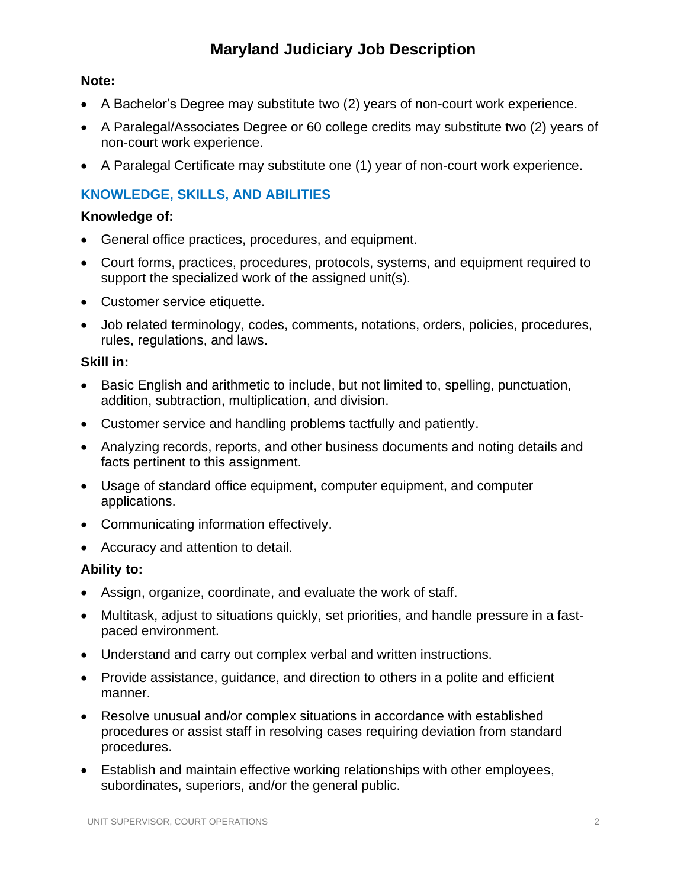# Maryland Judiciary Job Description

**Note:**

- A Bachelor's Degree may substitute two (2) years of non-court work experience.
- A Paralegal/Associates Degree or 60 college credits may substitute two (2) years of non-court work experience.
- A Paralegal Certificate may substitute one (1) year of non-court work experience.

## KNOWLEDGE, SKILLS, AND ABILITIES

**Knowledge of:**

- General office practices, procedures, and equipment.
- Court forms, practices, procedures, protocols, systems, and equipment required to support the specialized work of the assigned unit(s).
- Customer service etiquette.
- Job related terminology, codes, comments, notations, orders, policies, procedures, rules, regulations, and laws.

**Skill in:**

- Basic English and arithmetic to include, but not limited to, spelling, punctuation, addition, subtraction, multiplication, and division.
- Customer service and handling problems tactfully and patiently.
- Analyzing records, reports, and other business documents and noting details and facts pertinent to this assignment.
- Usage of standard office equipment, computer equipment, and computer applications.
- Communicating information effectively.
- Accuracy and attention to detail.

**Ability to:**

- Assign, organize, coordinate, and evaluate the work of staff.
- Multitask, adjust to situations quickly, set priorities, and handle pressure in a fast-paced environment.
- Understand and carry out complex verbal and written instructions.
- Provide assistance, guidance, and direction to others in a polite and efficient manner.
- Resolve unusual and/or complex situations in accordance with established procedures or assist staff in resolving cases requiring deviation from standard procedures.
- Establish and maintain effective working relationships with other employees, subordinates, superiors, and/or the general public.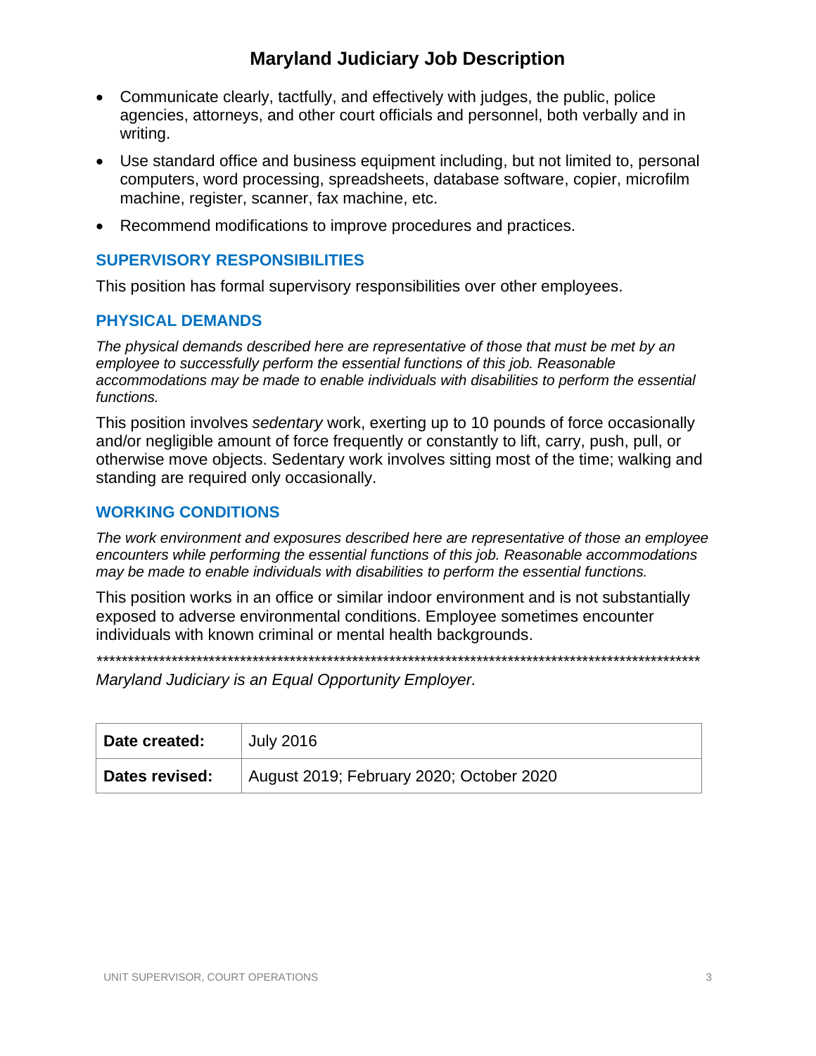# Maryland Judiciary Job Description

- Communicate clearly, tactfully, and effectively with judges, the public, police agencies, attorneys, and other court officials and personnel, both verbally and in writing.
- Use standard office and business equipment including, but not limited to, personal computers, word processing, spreadsheets, database software, copier, microfilm machine, register, scanner, fax machine, etc.
- Recommend modifications to improve procedures and practices.

## SUPERVISORY RESPONSIBILITIES

This position has formal supervisory responsibilities over other employees.

## PHYSICAL DEMANDS

*The physical demands described here are representative of those that must be met by an employee to successfully perform the essential functions of this job. Reasonable accommodations may be made to enable individuals with disabilities to perform the essential functions.*

This position involves *sedentary* work, exerting up to 10 pounds of force occasionally and/or negligible amount of force frequently or constantly to lift, carry, push, pull, or otherwise move objects. Sedentary work involves sitting most of the time; walking and standing are required only occasionally.

## WORKING CONDITIONS

*The work environment and exposures described here are representative of those an employee encounters while performing the essential functions of this job. Reasonable accommodations may be made to enable individuals with disabilities to perform the essential functions.*

This position works in an office or similar indoor environment and is not substantially exposed to adverse environmental conditions. Employee sometimes encounter individuals with known criminal or mental health backgrounds.

****************************************************************************************************

*Maryland Judiciary is an Equal Opportunity Employer.*

| | |
|---|---|
| **Date created:** | July 2016 |
| **Dates revised:** | August 2019; February 2020; October 2020 |